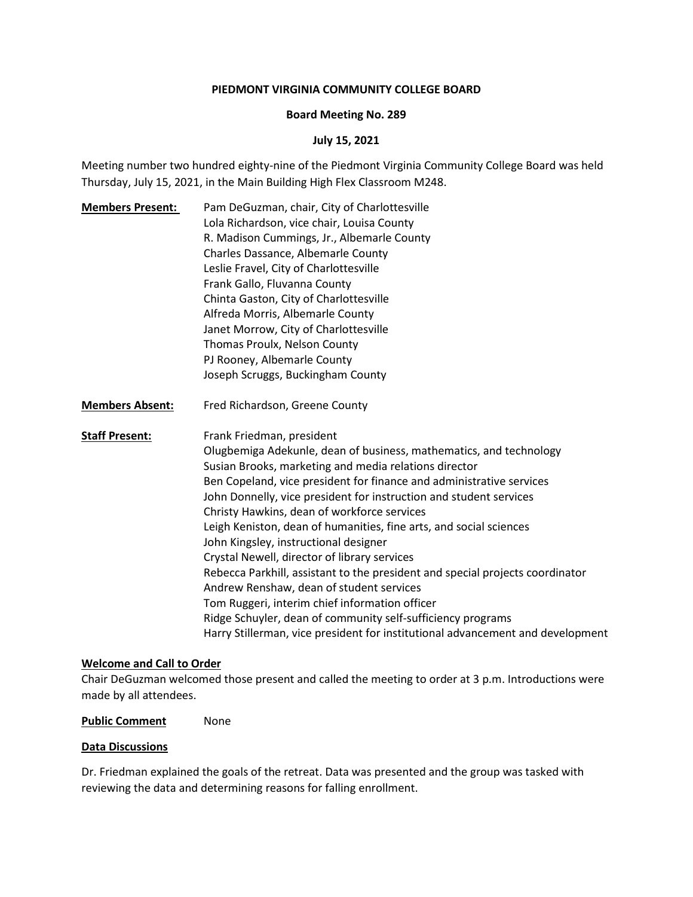# PIEDMONT VIRGINIA COMMUNITY COLLEGE BOARD

## Board Meeting No. 289

## July 15, 2021

Meeting number two hundred eighty-nine of the Piedmont Virginia Community College Board was held Thursday, July 15, 2021, in the Main Building High Flex Classroom M248.

**Members Present:**
Pam DeGuzman, chair, City of Charlottesville
Lola Richardson, vice chair, Louisa County
R. Madison Cummings, Jr., Albemarle County
Charles Dassance, Albemarle County
Leslie Fravel, City of Charlottesville
Frank Gallo, Fluvanna County
Chinta Gaston, City of Charlottesville
Alfreda Morris, Albemarle County
Janet Morrow, City of Charlottesville
Thomas Proulx, Nelson County
PJ Rooney, Albemarle County
Joseph Scruggs, Buckingham County

**Members Absent:**
Fred Richardson, Greene County

**Staff Present:**
Frank Friedman, president
Olugbemiga Adekunle, dean of business, mathematics, and technology
Susian Brooks, marketing and media relations director
Ben Copeland, vice president for finance and administrative services
John Donnelly, vice president for instruction and student services
Christy Hawkins, dean of workforce services
Leigh Keniston, dean of humanities, fine arts, and social sciences
John Kingsley, instructional designer
Crystal Newell, director of library services
Rebecca Parkhill, assistant to the president and special projects coordinator
Andrew Renshaw, dean of student services
Tom Ruggeri, interim chief information officer
Ridge Schuyler, dean of community self-sufficiency programs
Harry Stillerman, vice president for institutional advancement and development

**Welcome and Call to Order**

Chair DeGuzman welcomed those present and called the meeting to order at 3 p.m. Introductions were made by all attendees.

**Public Comment** None

**Data Discussions**

Dr. Friedman explained the goals of the retreat. Data was presented and the group was tasked with reviewing the data and determining reasons for falling enrollment.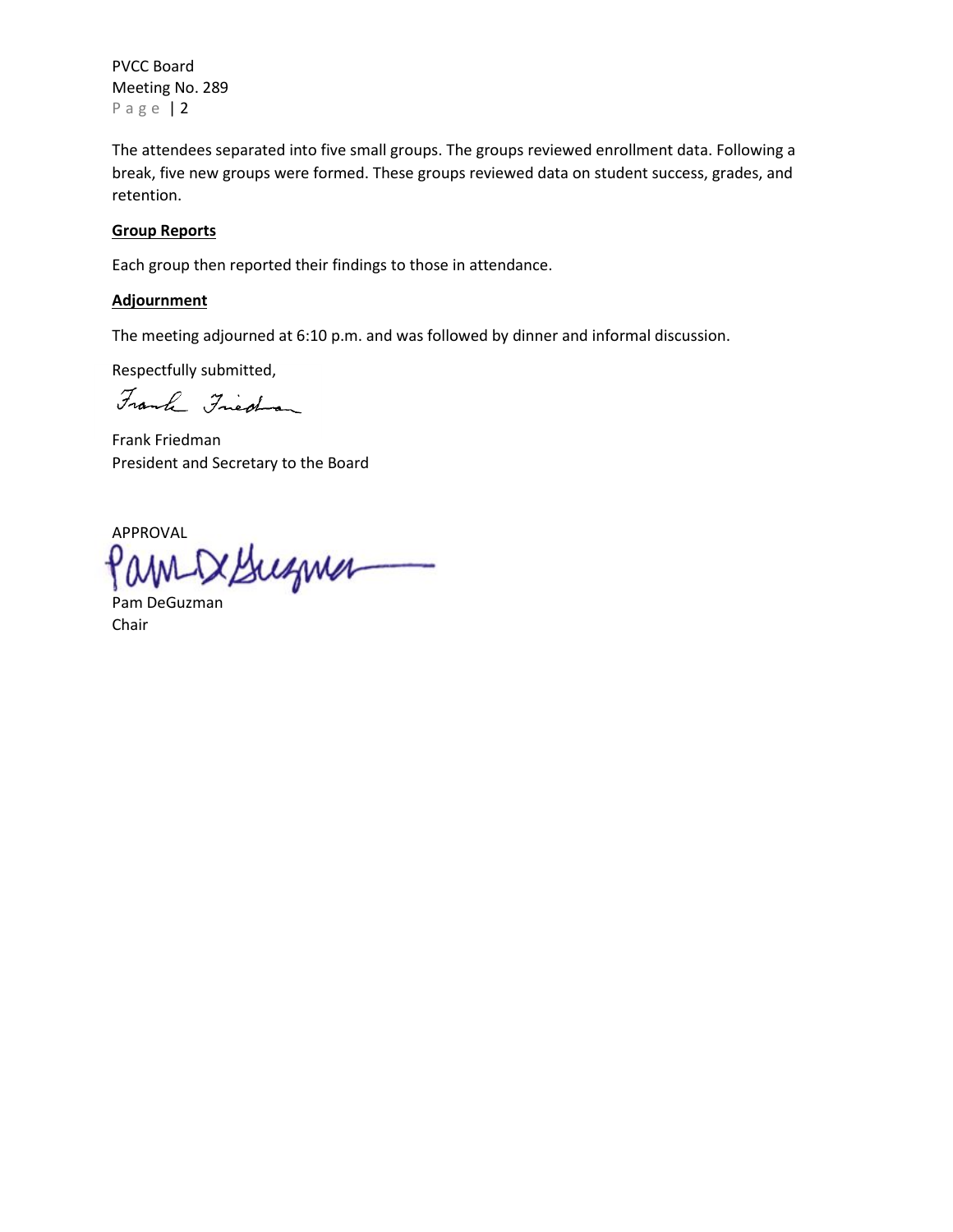The attendees separated into five small groups. The groups reviewed enrollment data. Following a break, five new groups were formed. These groups reviewed data on student success, grades, and retention.

**Group Reports**

Each group then reported their findings to those in attendance.

**Adjournment**

The meeting adjourned at 6:10 p.m. and was followed by dinner and informal discussion.

Respectfully submitted,

Frank Friedman
President and Secretary to the Board

APPROVAL

Pam DeGuzman
Chair